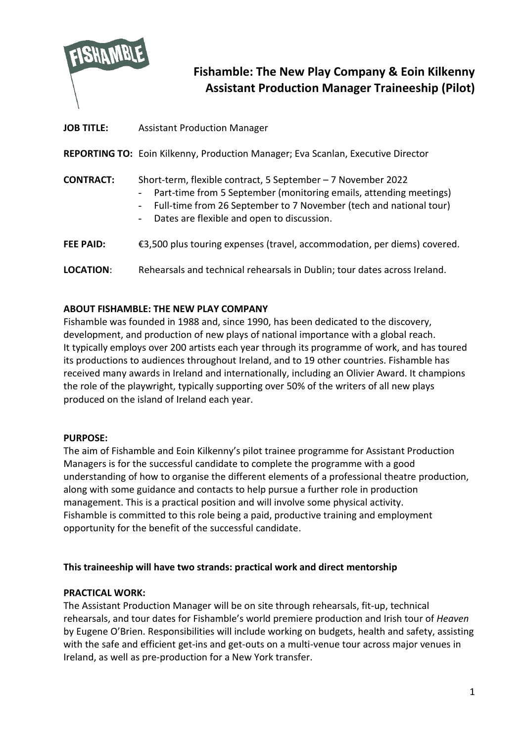# Fishamble: The New Play Company & Eoin Kilkenny Assistant Production Manager Traineeship (Pilot)

**JOB TITLE:** Assistant Production Manager

**REPORTING TO:** Eoin Kilkenny, Production Manager; Eva Scanlan, Executive Director

**CONTRACT:** Short-term, flexible contract, 5 September – 7 November 2022

- Part-time from 5 September (monitoring emails, attending meetings)
- Full-time from 26 September to 7 November (tech and national tour)
- Dates are flexible and open to discussion.

**FEE PAID:** €3,500 plus touring expenses (travel, accommodation, per diems) covered.

**LOCATION**: Rehearsals and technical rehearsals in Dublin; tour dates across Ireland.

## ABOUT FISHAMBLE: THE NEW PLAY COMPANY

Fishamble was founded in 1988 and, since 1990, has been dedicated to the discovery, development, and production of new plays of national importance with a global reach. It typically employs over 200 artists each year through its programme of work, and has toured its productions to audiences throughout Ireland, and to 19 other countries. Fishamble has received many awards in Ireland and internationally, including an Olivier Award. It champions the role of the playwright, typically supporting over 50% of the writers of all new plays produced on the island of Ireland each year.

## PURPOSE:

The aim of Fishamble and Eoin Kilkenny's pilot trainee programme for Assistant Production Managers is for the successful candidate to complete the programme with a good understanding of how to organise the different elements of a professional theatre production, along with some guidance and contacts to help pursue a further role in production management. This is a practical position and will involve some physical activity. Fishamble is committed to this role being a paid, productive training and employment opportunity for the benefit of the successful candidate.

**This traineeship will have two strands: practical work and direct mentorship**

## PRACTICAL WORK:

The Assistant Production Manager will be on site through rehearsals, fit-up, technical rehearsals, and tour dates for Fishamble's world premiere production and Irish tour of *Heaven* by Eugene O'Brien. Responsibilities will include working on budgets, health and safety, assisting with the safe and efficient get-ins and get-outs on a multi-venue tour across major venues in Ireland, as well as pre-production for a New York transfer.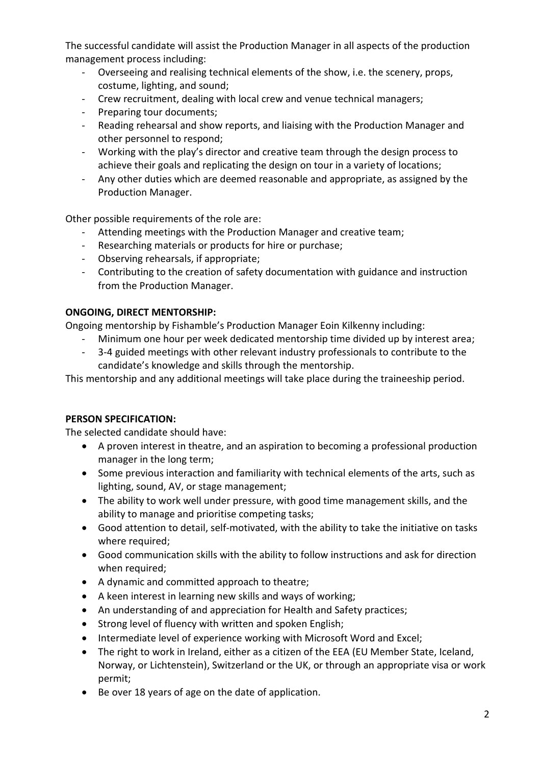The successful candidate will assist the Production Manager in all aspects of the production management process including:

- Overseeing and realising technical elements of the show, i.e. the scenery, props, costume, lighting, and sound;
- Crew recruitment, dealing with local crew and venue technical managers;
- Preparing tour documents;
- Reading rehearsal and show reports, and liaising with the Production Manager and other personnel to respond;
- Working with the play's director and creative team through the design process to achieve their goals and replicating the design on tour in a variety of locations;
- Any other duties which are deemed reasonable and appropriate, as assigned by the Production Manager.

Other possible requirements of the role are:

- Attending meetings with the Production Manager and creative team;
- Researching materials or products for hire or purchase;
- Observing rehearsals, if appropriate;
- Contributing to the creation of safety documentation with guidance and instruction from the Production Manager.

**ONGOING, DIRECT MENTORSHIP:**

Ongoing mentorship by Fishamble's Production Manager Eoin Kilkenny including:

- Minimum one hour per week dedicated mentorship time divided up by interest area;
- 3-4 guided meetings with other relevant industry professionals to contribute to the candidate's knowledge and skills through the mentorship.

This mentorship and any additional meetings will take place during the traineeship period.

**PERSON SPECIFICATION:**

The selected candidate should have:

- A proven interest in theatre, and an aspiration to becoming a professional production manager in the long term;
- Some previous interaction and familiarity with technical elements of the arts, such as lighting, sound, AV, or stage management;
- The ability to work well under pressure, with good time management skills, and the ability to manage and prioritise competing tasks;
- Good attention to detail, self-motivated, with the ability to take the initiative on tasks where required;
- Good communication skills with the ability to follow instructions and ask for direction when required;
- A dynamic and committed approach to theatre;
- A keen interest in learning new skills and ways of working;
- An understanding of and appreciation for Health and Safety practices;
- Strong level of fluency with written and spoken English;
- Intermediate level of experience working with Microsoft Word and Excel;
- The right to work in Ireland, either as a citizen of the EEA (EU Member State, Iceland, Norway, or Lichtenstein), Switzerland or the UK, or through an appropriate visa or work permit;
- Be over 18 years of age on the date of application.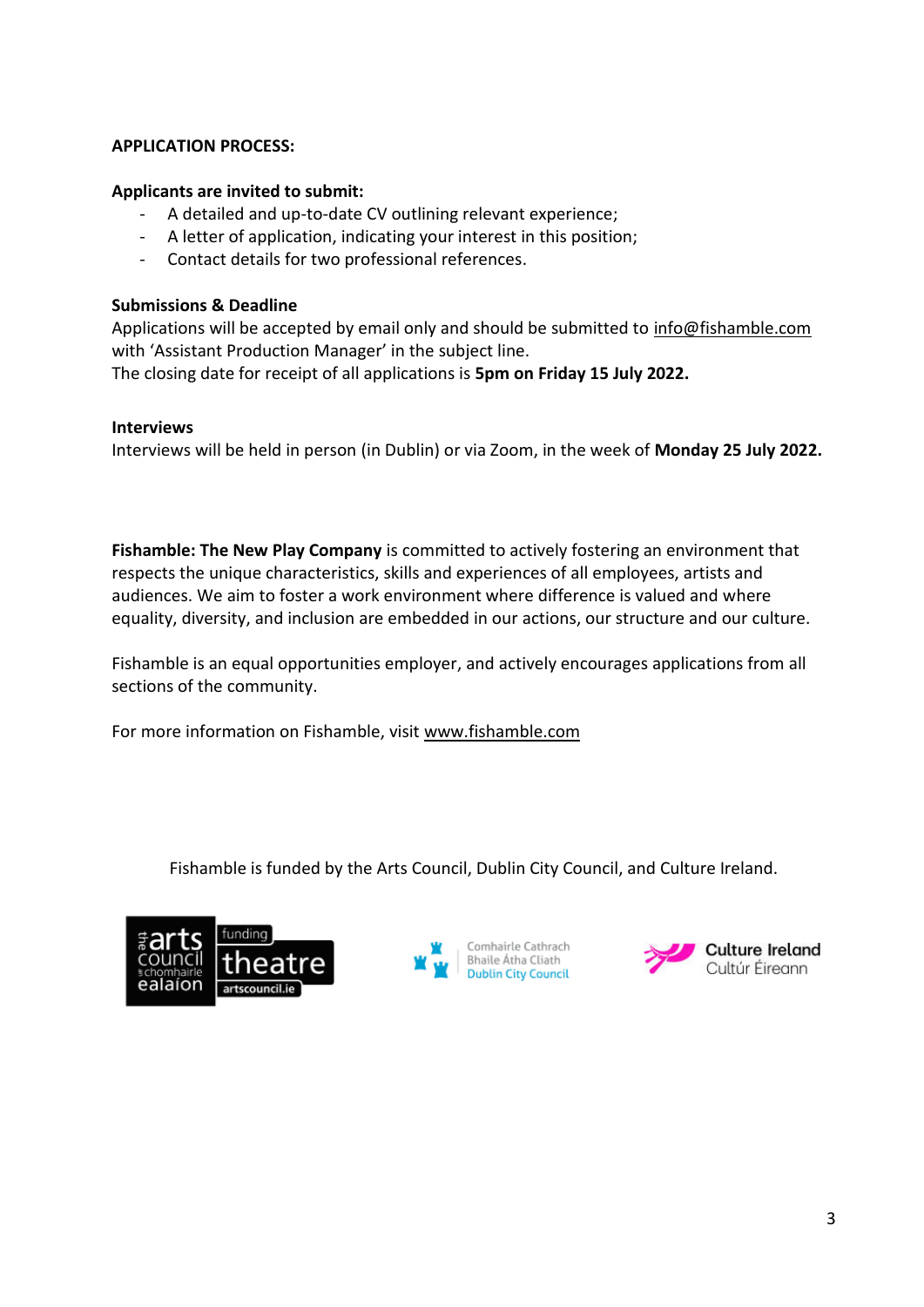**APPLICATION PROCESS:**

**Applicants are invited to submit:**

- A detailed and up-to-date CV outlining relevant experience;
- A letter of application, indicating your interest in this position;
- Contact details for two professional references.

**Submissions & Deadline**

Applications will be accepted by email only and should be submitted to info@fishamble.com with 'Assistant Production Manager' in the subject line.
The closing date for receipt of all applications is **5pm on Friday 15 July 2022.**

**Interviews**

Interviews will be held in person (in Dublin) or via Zoom, in the week of **Monday 25 July 2022.**

**Fishamble: The New Play Company** is committed to actively fostering an environment that respects the unique characteristics, skills and experiences of all employees, artists and audiences. We aim to foster a work environment where difference is valued and where equality, diversity, and inclusion are embedded in our actions, our structure and our culture.

Fishamble is an equal opportunities employer, and actively encourages applications from all sections of the community.

For more information on Fishamble, visit www.fishamble.com

Fishamble is funded by the Arts Council, Dublin City Council, and Culture Ireland.

the arts council / an chomhairle ealaíon — funding theatre — artscouncil.ie

Comhairle Cathrach Bhaile Átha Cliath — Dublin City Council

Culture Ireland — Cultúr Éireann